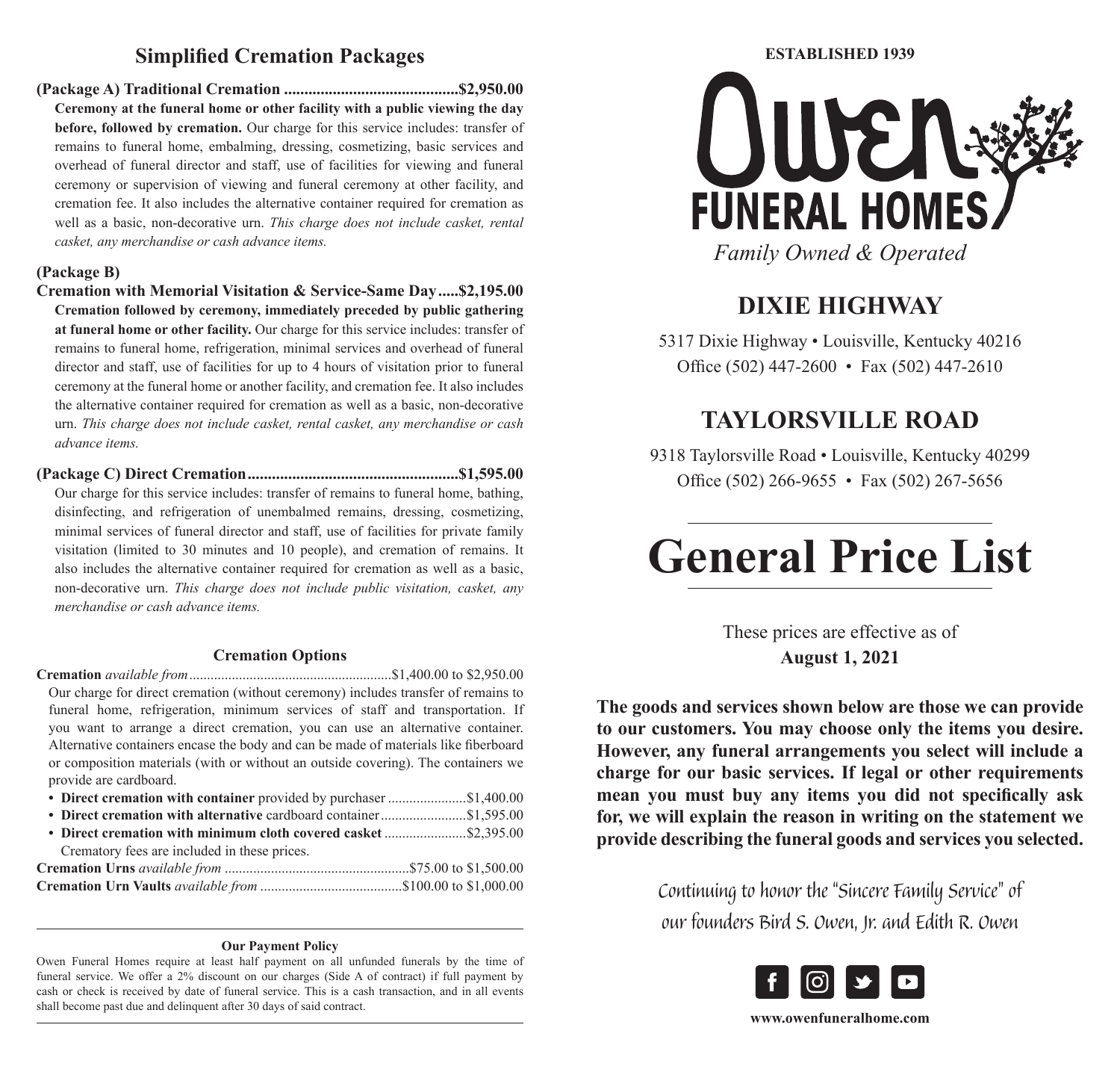## Simplified Cremation Packages

**(Package A) Traditional Cremation ............................................$2,950.00**

**Ceremony at the funeral home or other facility with a public viewing the day before, followed by cremation.** Our charge for this service includes: transfer of remains to funeral home, embalming, dressing, cosmetizing, basic services and overhead of funeral director and staff, use of facilities for viewing and funeral ceremony or supervision of viewing and funeral ceremony at other facility, and cremation fee. It also includes the alternative container required for cremation as well as a basic, non-decorative urn. *This charge does not include casket, rental casket, any merchandise or cash advance items.*

**(Package B)**

**Cremation with Memorial Visitation & Service-Same Day.....$2,195.00**

**Cremation followed by ceremony, immediately preceded by public gathering at funeral home or other facility.** Our charge for this service includes: transfer of remains to funeral home, refrigeration, minimal services and overhead of funeral director and staff, use of facilities for up to 4 hours of visitation prior to funeral ceremony at the funeral home or another facility, and cremation fee. It also includes the alternative container required for cremation as well as a basic, non-decorative urn. *This charge does not include casket, rental casket, any merchandise or cash advance items.*

**(Package C) Direct Cremation.....................................................$1,595.00**

Our charge for this service includes: transfer of remains to funeral home, bathing, disinfecting, and refrigeration of unembalmed remains, dressing, cosmetizing, minimal services of funeral director and staff, use of facilities for private family visitation (limited to 30 minutes and 10 people), and cremation of remains. It also includes the alternative container required for cremation as well as a basic, non-decorative urn. *This charge does not include public visitation, casket, any merchandise or cash advance items.*

### Cremation Options

**Cremation** *available from*.........................................................$1,400.00 to $2,950.00

Our charge for direct cremation (without ceremony) includes transfer of remains to funeral home, refrigeration, minimum services of staff and transportation. If you want to arrange a direct cremation, you can use an alternative container. Alternative containers encase the body and can be made of materials like fiberboard or composition materials (with or without an outside covering). The containers we provide are cardboard.

- **Direct cremation with container** provided by purchaser ......................$1,400.00
- **Direct cremation with alternative** cardboard container........................$1,595.00
- **Direct cremation with minimum cloth covered casket** .......................$2,395.00

Crematory fees are included in these prices.

**Cremation Urns** *available from* ....................................................$75.00 to $1,500.00

**Cremation Urn Vaults** *available from* ........................................$100.00 to $1,000.00

**Our Payment Policy**

Owen Funeral Homes require at least half payment on all unfunded funerals by the time of funeral service. We offer a 2% discount on our charges (Side A of contract) if full payment by cash or check is received by date of funeral service. This is a cash transaction, and in all events shall become past due and delinquent after 30 days of said contract.

**ESTABLISHED 1939**

# Owen FUNERAL HOMES

*Family Owned & Operated*

## DIXIE HIGHWAY

5317 Dixie Highway • Louisville, Kentucky 40216
Office (502) 447-2600 • Fax (502) 447-2610

## TAYLORSVILLE ROAD

9318 Taylorsville Road • Louisville, Kentucky 40299
Office (502) 266-9655 • Fax (502) 267-5656

# General Price List

These prices are effective as of
**August 1, 2021**

**The goods and services shown below are those we can provide to our customers. You may choose only the items you desire. However, any funeral arrangements you select will include a charge for our basic services. If legal or other requirements mean you must buy any items you did not specifically ask for, we will explain the reason in writing on the statement we provide describing the funeral goods and services you selected.**

Continuing to honor the "Sincere Family Service" of our founders Bird S. Owen, Jr. and Edith R. Owen

**www.owenfuneralhome.com**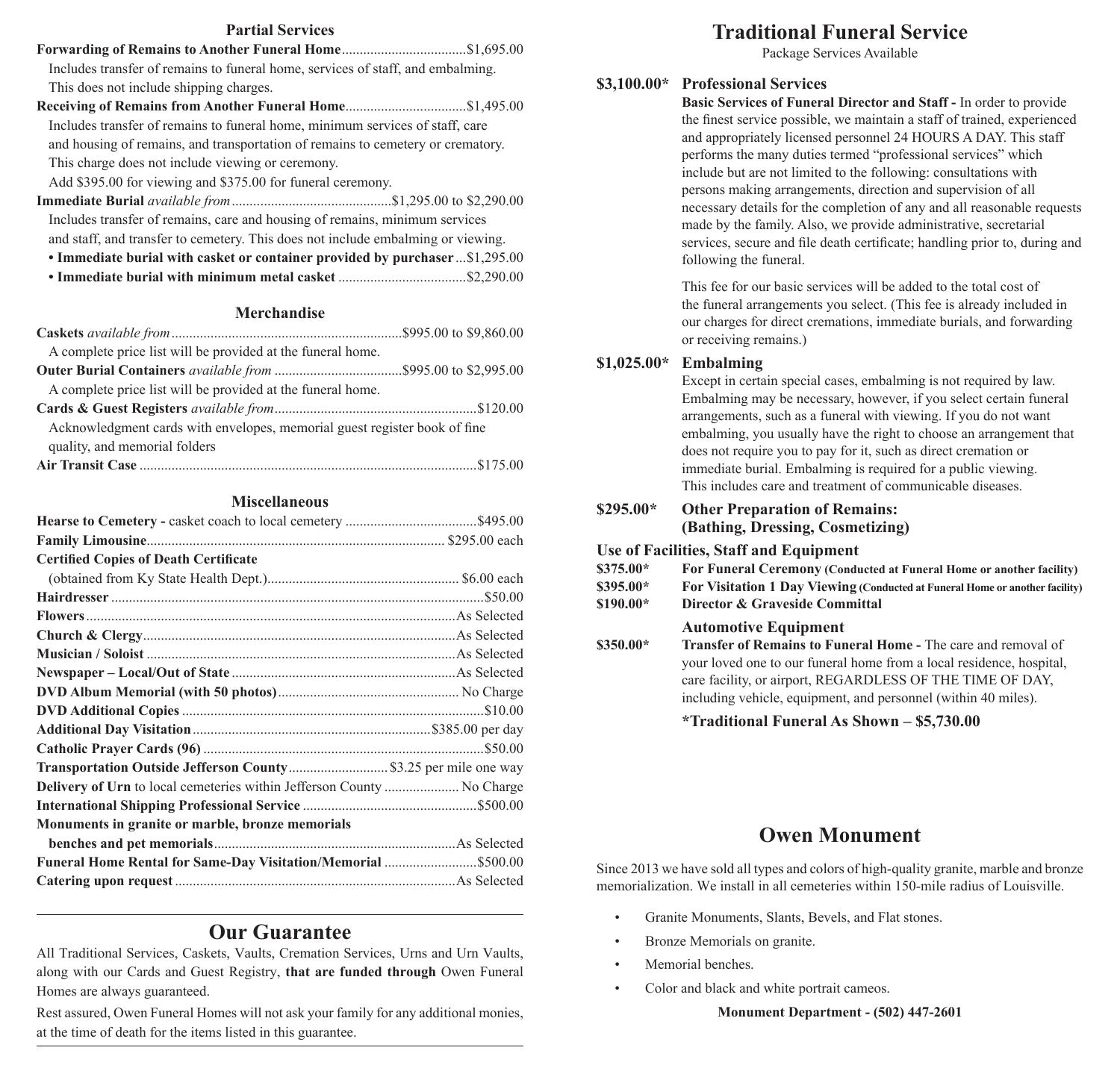## Partial Services

**Forwarding of Remains to Another Funeral Home**....................................$1,695.00
Includes transfer of remains to funeral home, services of staff, and embalming. This does not include shipping charges.

**Receiving of Remains from Another Funeral Home**..................................$1,495.00
Includes transfer of remains to funeral home, minimum services of staff, care and housing of remains, and transportation of remains to cemetery or crematory. This charge does not include viewing or ceremony.
Add $395.00 for viewing and $375.00 for funeral ceremony.

**Immediate Burial** *available from*............................................$1,295.00 to $2,290.00
Includes transfer of remains, care and housing of remains, minimum services and staff, and transfer to cemetery. This does not include embalming or viewing.

- **Immediate burial with casket or container provided by purchaser**...$1,295.00
- **Immediate burial with minimum metal casket** ....................................$2,290.00

## Merchandise

**Caskets** *available from*.................................................................$995.00 to $9,860.00
A complete price list will be provided at the funeral home.

**Outer Burial Containers** *available from* ....................................$995.00 to $2,995.00
A complete price list will be provided at the funeral home.

**Cards & Guest Registers** *available from*.........................................................$120.00
Acknowledgment cards with envelopes, memorial guest register book of fine quality, and memorial folders

**Air Transit Case** ..............................................................................................$175.00

## Miscellaneous

**Hearse to Cemetery -** casket coach to local cemetery .....................................$495.00
**Family Limousine**.................................................................................... $295.00 each
**Certified Copies of Death Certificate**
(obtained from Ky State Health Dept.)...................................................... $6.00 each
**Hairdresser** ..........................................................................................................$50.00
**Flowers**.......................................................................................................As Selected
**Church & Clergy**........................................................................................As Selected
**Musician / Soloist** .......................................................................................As Selected
**Newspaper – Local/Out of State** ...............................................................As Selected
**DVD Album Memorial (with 50 photos)**................................................... No Charge
**DVD Additional Copies** ......................................................................................$10.00
**Additional Day Visitation**....................................................................$385.00 per day
**Catholic Prayer Cards (96)** ...............................................................................$50.00
**Transportation Outside Jefferson County**............................$3.25 per mile one way
**Delivery of Urn** to local cemeteries within Jefferson County ..................... No Charge
**International Shipping Professional Service** .................................................$500.00
**Monuments in granite or marble, bronze memorials benches and pet memorials**....................................................................As Selected
**Funeral Home Rental for Same-Day Visitation/Memorial** ..........................$500.00
**Catering upon request**...............................................................................As Selected

## Our Guarantee

All Traditional Services, Caskets, Vaults, Cremation Services, Urns and Urn Vaults, along with our Cards and Guest Registry, **that are funded through** Owen Funeral Homes are always guaranteed.

Rest assured, Owen Funeral Homes will not ask your family for any additional monies, at the time of death for the items listed in this guarantee.

# Traditional Funeral Service

Package Services Available

**$3,100.00\* Professional Services**

**Basic Services of Funeral Director and Staff -** In order to provide the finest service possible, we maintain a staff of trained, experienced and appropriately licensed personnel 24 HOURS A DAY. This staff performs the many duties termed "professional services" which include but are not limited to the following: consultations with persons making arrangements, direction and supervision of all necessary details for the completion of any and all reasonable requests made by the family. Also, we provide administrative, secretarial services, secure and file death certificate; handling prior to, during and following the funeral.

This fee for our basic services will be added to the total cost of the funeral arrangements you select. (This fee is already included in our charges for direct cremations, immediate burials, and forwarding or receiving remains.)

**$1,025.00\* Embalming**

Except in certain special cases, embalming is not required by law. Embalming may be necessary, however, if you select certain funeral arrangements, such as a funeral with viewing. If you do not want embalming, you usually have the right to choose an arrangement that does not require you to pay for it, such as direct cremation or immediate burial. Embalming is required for a public viewing. This includes care and treatment of communicable diseases.

**$295.00\* Other Preparation of Remains: (Bathing, Dressing, Cosmetizing)**

**Use of Facilities, Staff and Equipment**

**$375.00\*** **For Funeral Ceremony (Conducted at Funeral Home or another facility)**
**$395.00\*** **For Visitation 1 Day Viewing (Conducted at Funeral Home or another facility)**
**$190.00\*** **Director & Graveside Committal**

**Automotive Equipment**

**$350.00\*** **Transfer of Remains to Funeral Home -** The care and removal of your loved one to our funeral home from a local residence, hospital, care facility, or airport, REGARDLESS OF THE TIME OF DAY, including vehicle, equipment, and personnel (within 40 miles).

**\*Traditional Funeral As Shown – $5,730.00**

# Owen Monument

Since 2013 we have sold all types and colors of high-quality granite, marble and bronze memorialization. We install in all cemeteries within 150-mile radius of Louisville.

- Granite Monuments, Slants, Bevels, and Flat stones.
- Bronze Memorials on granite.
- Memorial benches.
- Color and black and white portrait cameos.

**Monument Department - (502) 447-2601**